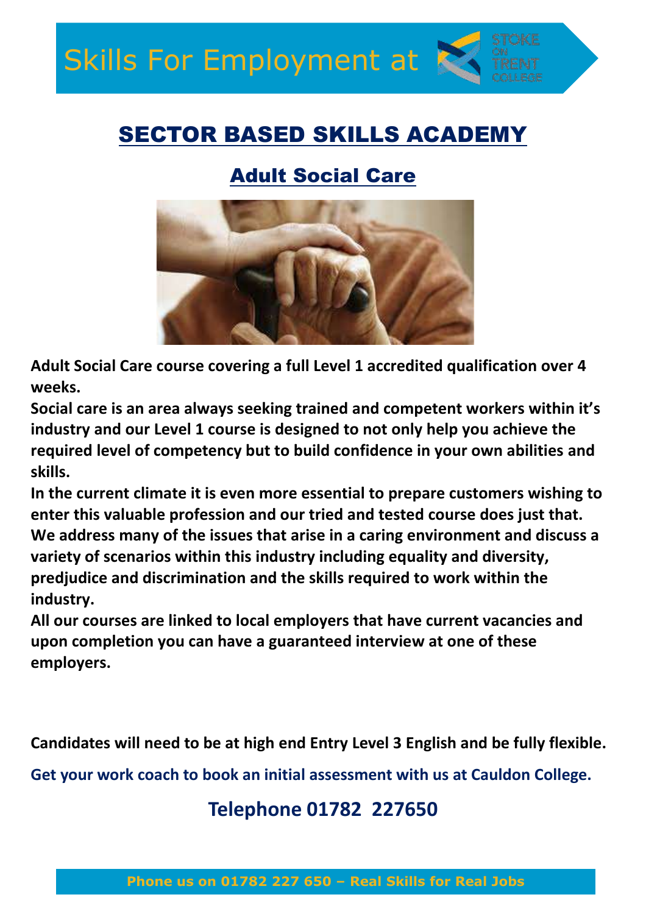Skills For Employment at STOKE ON TRENT COLLEGE

# SECTOR BASED SKILLS ACADEMY

## Adult Social Care

**Adult Social Care course covering a full Level 1 accredited qualification over 4 weeks.**

**Social care is an area always seeking trained and competent workers within it's industry and our Level 1 course is designed to not only help you achieve the required level of competency but to build confidence in your own abilities and skills.**

**In the current climate it is even more essential to prepare customers wishing to enter this valuable profession and our tried and tested course does just that.**

**We address many of the issues that arise in a caring environment and discuss a variety of scenarios within this industry including equality and diversity, predjudice and discrimination and the skills required to work within the industry.**

**All our courses are linked to local employers that have current vacancies and upon completion you can have a guaranteed interview at one of these employers.**

**Candidates will need to be at high end Entry Level 3 English and be fully flexible.**

**Get your work coach to book an initial assessment with us at Cauldon College.**

## Telephone 01782 227650

**Phone us on 01782 227 650 – Real Skills for Real Jobs**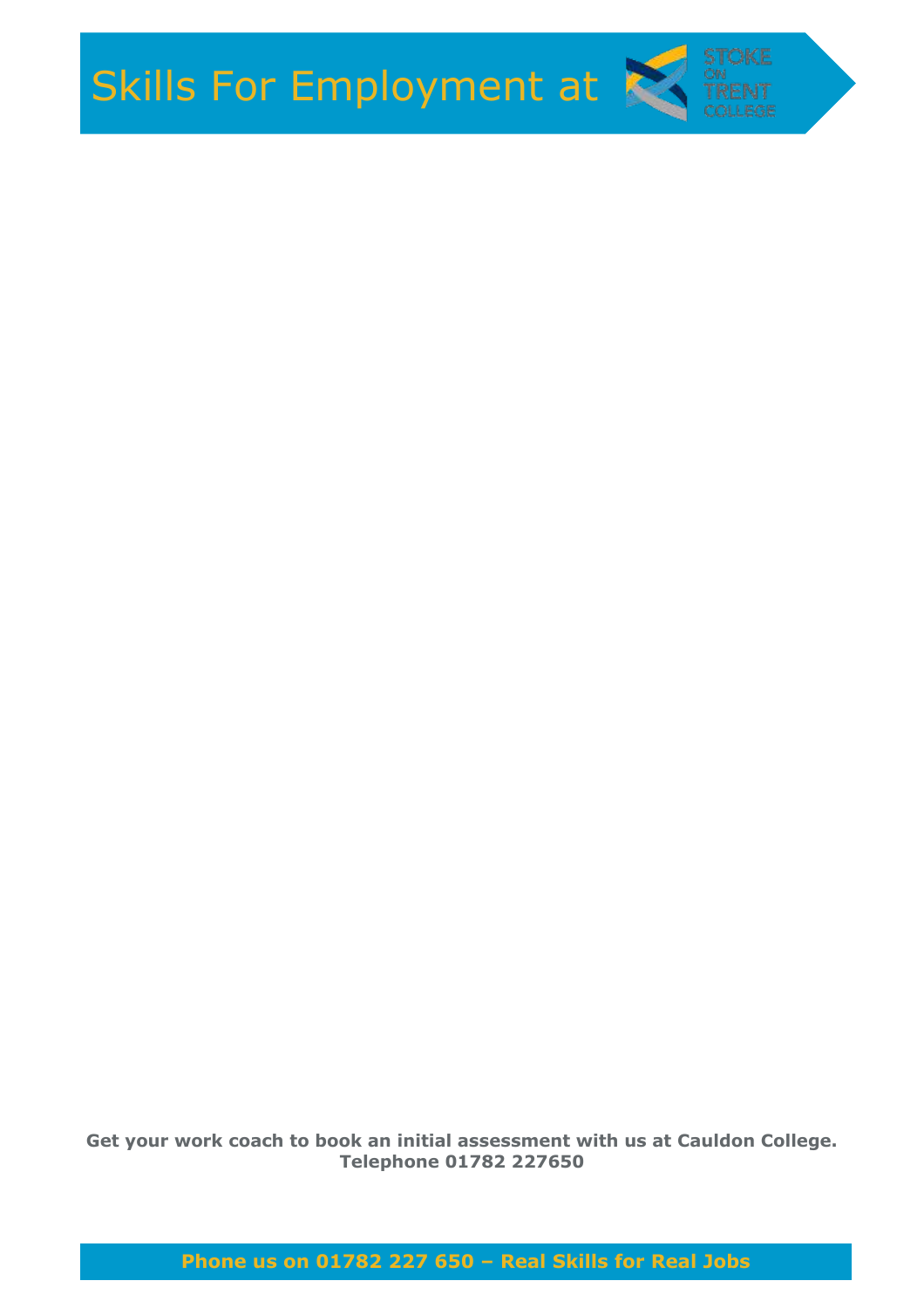# Skills For Employment at STOKE ON TRENT COLLEGE

**Get your work coach to book an initial assessment with us at Cauldon College. Telephone 01782 227650**

**Phone us on 01782 227 650 – Real Skills for Real Jobs**